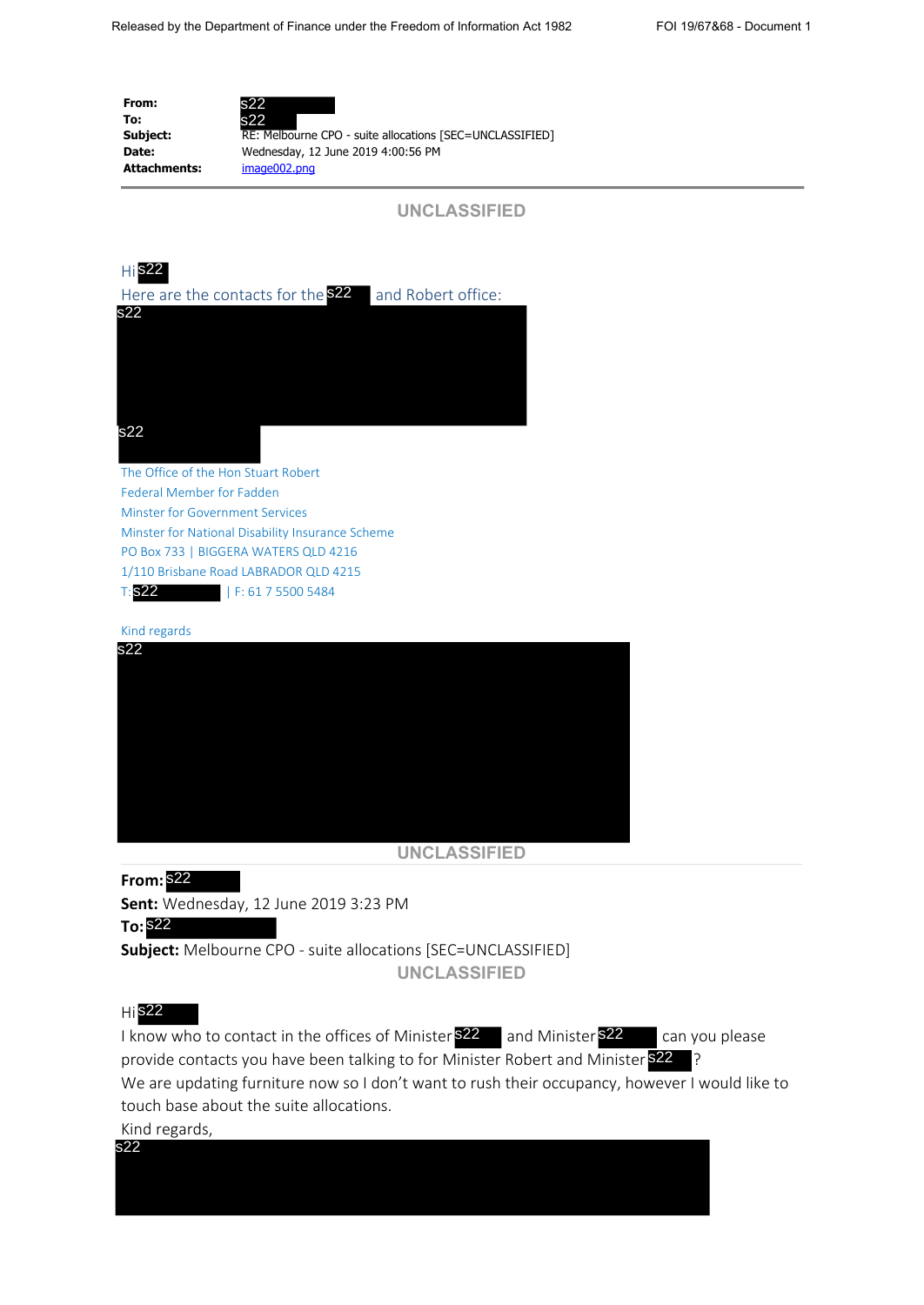| | |
|---|---|
| **From:** | s22 |
| **To:** | s22 |
| **Subject:** | RE: Melbourne CPO - suite allocations [SEC=UNCLASSIFIED] |
| **Date:** | Wednesday, 12 June 2019 4:00:56 PM |
| **Attachments:** | image002.png |

**UNCLASSIFIED**

Hi s22

Here are the contacts for the s22 and Robert office:

s22

s22

The Office of the Hon Stuart Robert
Federal Member for Fadden
Minster for Government Services
Minster for National Disability Insurance Scheme
PO Box 733 | BIGGERA WATERS QLD 4216
1/110 Brisbane Road LABRADOR QLD 4215
T: s22 | F: 61 7 5500 5484

Kind regards

s22

**UNCLASSIFIED**

**From:** s22
**Sent:** Wednesday, 12 June 2019 3:23 PM
**To:** s22
**Subject:** Melbourne CPO - suite allocations [SEC=UNCLASSIFIED]

**UNCLASSIFIED**

Hi s22

I know who to contact in the offices of Minister s22 and Minister s22 can you please provide contacts you have been talking to for Minister Robert and Minister s22 ?

We are updating furniture now so I don't want to rush their occupancy, however I would like to touch base about the suite allocations.

Kind regards,

s22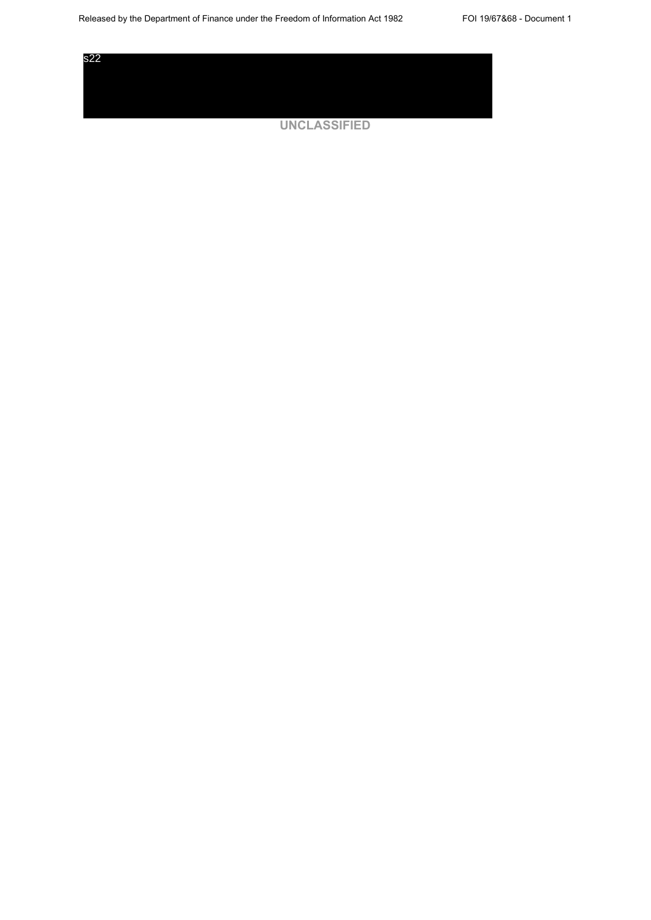s22

UNCLASSIFIED